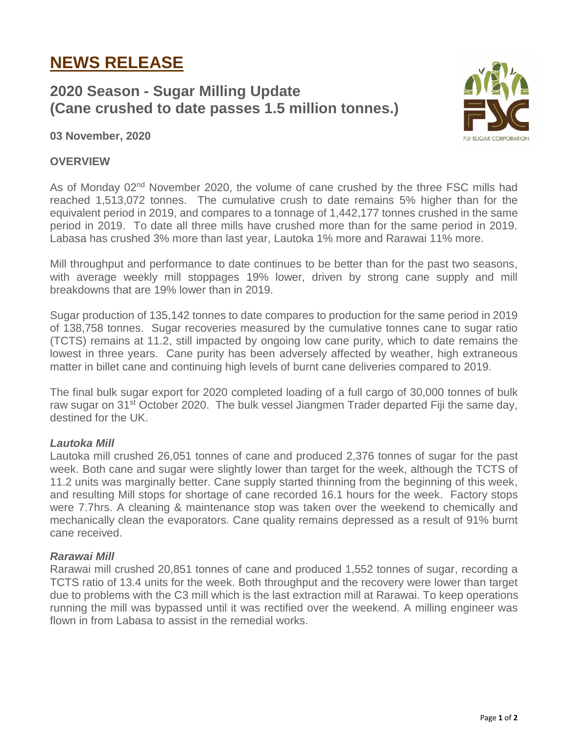# NEWS RELEASE

## 2020 Season - Sugar Milling Update (Cane crushed to date passes 1.5 million tonnes.)

**03 November, 2020**

### OVERVIEW

As of Monday 02nd November 2020, the volume of cane crushed by the three FSC mills had reached 1,513,072 tonnes. The cumulative crush to date remains 5% higher than for the equivalent period in 2019, and compares to a tonnage of 1,442,177 tonnes crushed in the same period in 2019. To date all three mills have crushed more than for the same period in 2019. Labasa has crushed 3% more than last year, Lautoka 1% more and Rarawai 11% more.

Mill throughput and performance to date continues to be better than for the past two seasons, with average weekly mill stoppages 19% lower, driven by strong cane supply and mill breakdowns that are 19% lower than in 2019.

Sugar production of 135,142 tonnes to date compares to production for the same period in 2019 of 138,758 tonnes. Sugar recoveries measured by the cumulative tonnes cane to sugar ratio (TCTS) remains at 11.2, still impacted by ongoing low cane purity, which to date remains the lowest in three years. Cane purity has been adversely affected by weather, high extraneous matter in billet cane and continuing high levels of burnt cane deliveries compared to 2019.

The final bulk sugar export for 2020 completed loading of a full cargo of 30,000 tonnes of bulk raw sugar on 31st October 2020. The bulk vessel Jiangmen Trader departed Fiji the same day, destined for the UK.

#### *Lautoka Mill*

Lautoka mill crushed 26,051 tonnes of cane and produced 2,376 tonnes of sugar for the past week. Both cane and sugar were slightly lower than target for the week, although the TCTS of 11.2 units was marginally better. Cane supply started thinning from the beginning of this week, and resulting Mill stops for shortage of cane recorded 16.1 hours for the week. Factory stops were 7.7hrs. A cleaning & maintenance stop was taken over the weekend to chemically and mechanically clean the evaporators. Cane quality remains depressed as a result of 91% burnt cane received.

#### *Rarawai Mill*

Rarawai mill crushed 20,851 tonnes of cane and produced 1,552 tonnes of sugar, recording a TCTS ratio of 13.4 units for the week. Both throughput and the recovery were lower than target due to problems with the C3 mill which is the last extraction mill at Rarawai. To keep operations running the mill was bypassed until it was rectified over the weekend. A milling engineer was flown in from Labasa to assist in the remedial works.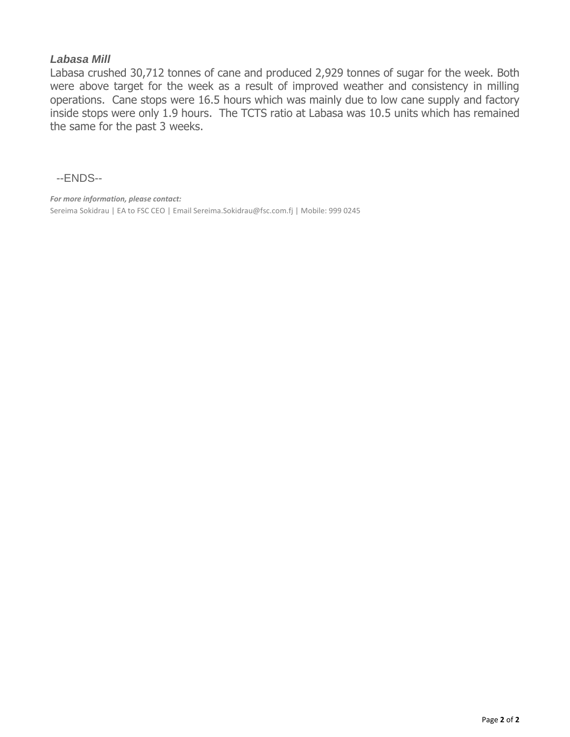### *Labasa Mill*

Labasa crushed 30,712 tonnes of cane and produced 2,929 tonnes of sugar for the week. Both were above target for the week as a result of improved weather and consistency in milling operations. Cane stops were 16.5 hours which was mainly due to low cane supply and factory inside stops were only 1.9 hours. The TCTS ratio at Labasa was 10.5 units which has remained the same for the past 3 weeks.

--ENDS--

***For more information, please contact:***

Sereima Sokidrau | EA to FSC CEO | Email Sereima.Sokidrau@fsc.com.fj | Mobile: 999 0245